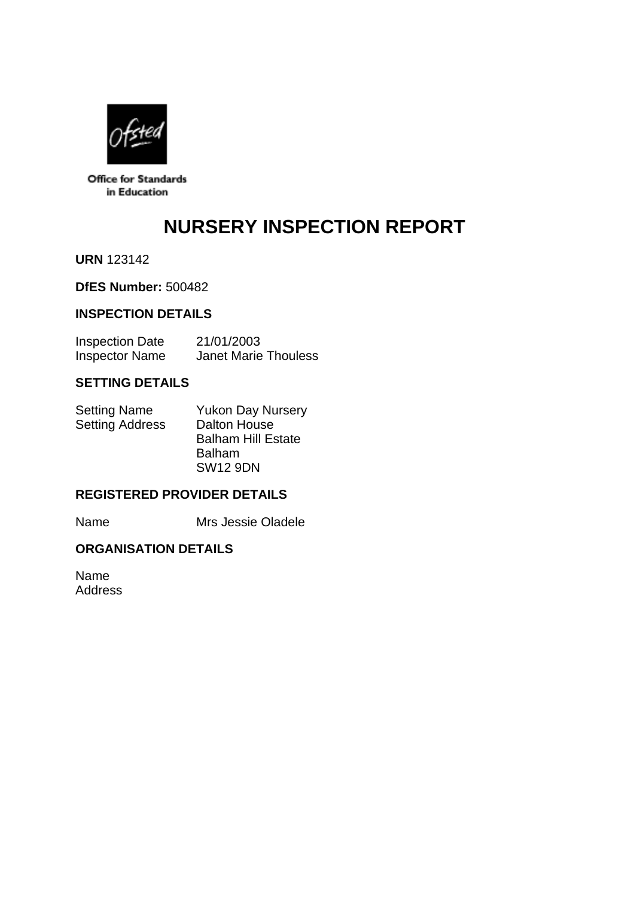Office for Standards in Education

# NURSERY INSPECTION REPORT

**URN** 123142

**DfES Number:** 500482

### INSPECTION DETAILS

| | |
|---|---|
| Inspection Date | 21/01/2003 |
| Inspector Name | Janet Marie Thouless |

### SETTING DETAILS

| | |
|---|---|
| Setting Name | Yukon Day Nursery |
| Setting Address | Dalton House<br>Balham Hill Estate<br>Balham<br>SW12 9DN |

### REGISTERED PROVIDER DETAILS

| | |
|---|---|
| Name | Mrs Jessie Oladele |

### ORGANISATION DETAILS

Name
Address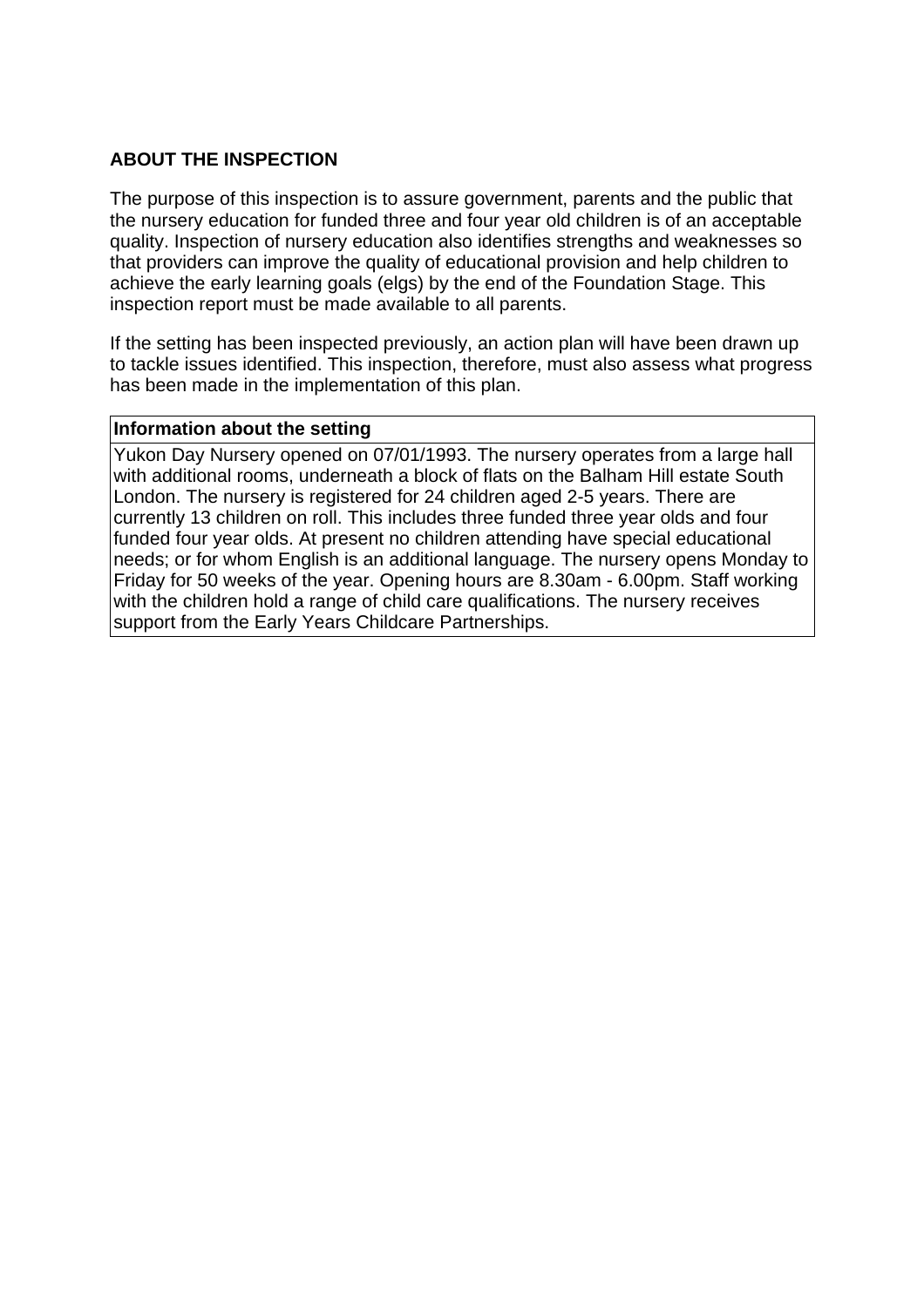## ABOUT THE INSPECTION

The purpose of this inspection is to assure government, parents and the public that the nursery education for funded three and four year old children is of an acceptable quality. Inspection of nursery education also identifies strengths and weaknesses so that providers can improve the quality of educational provision and help children to achieve the early learning goals (elgs) by the end of the Foundation Stage. This inspection report must be made available to all parents.

If the setting has been inspected previously, an action plan will have been drawn up to tackle issues identified. This inspection, therefore, must also assess what progress has been made in the implementation of this plan.

| **Information about the setting** |
|---|
| Yukon Day Nursery opened on 07/01/1993. The nursery operates from a large hall with additional rooms, underneath a block of flats on the Balham Hill estate South London. The nursery is registered for 24 children aged 2-5 years. There are currently 13 children on roll. This includes three funded three year olds and four funded four year olds. At present no children attending have special educational needs; or for whom English is an additional language. The nursery opens Monday to Friday for 50 weeks of the year. Opening hours are 8.30am - 6.00pm. Staff working with the children hold a range of child care qualifications. The nursery receives support from the Early Years Childcare Partnerships. |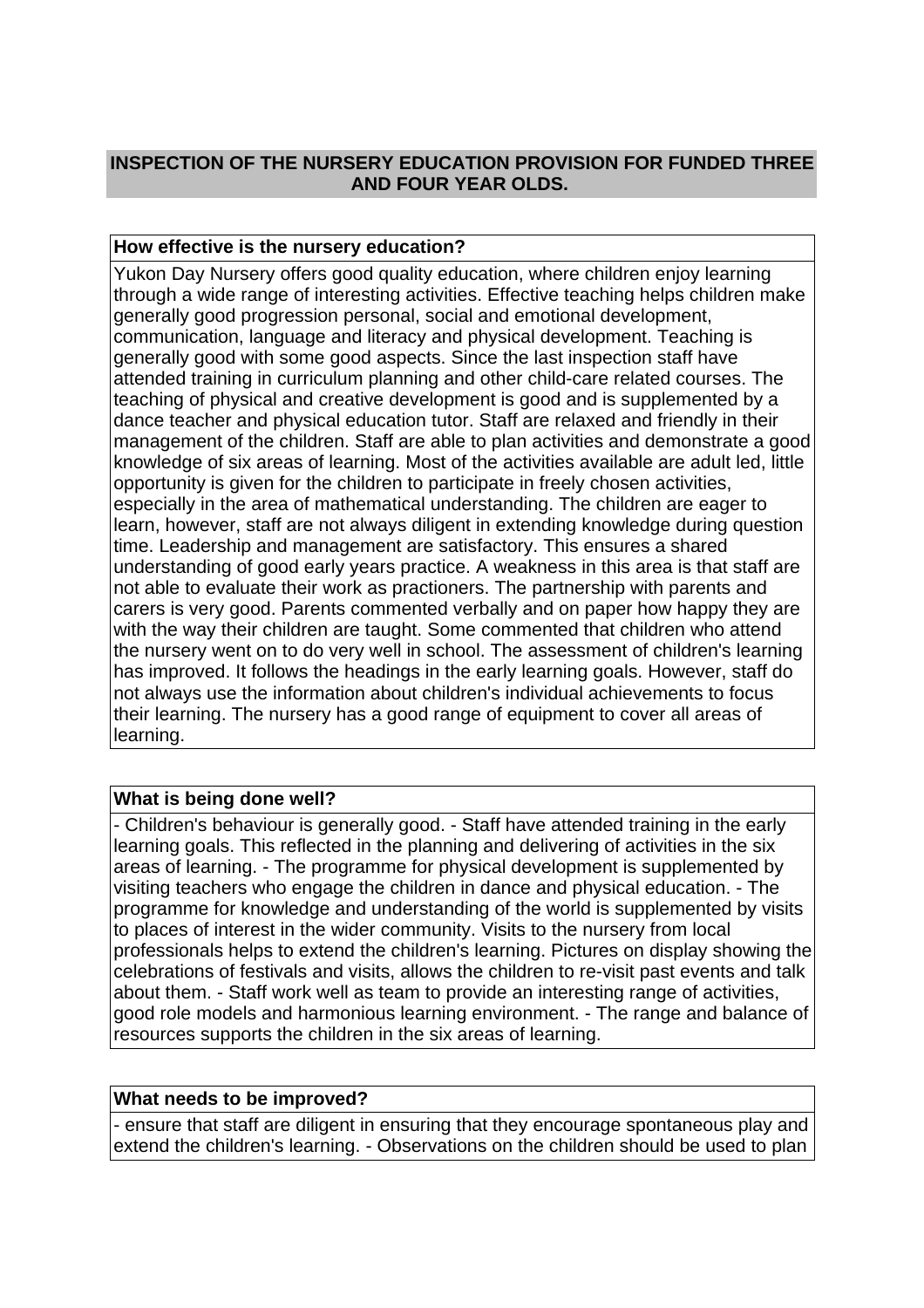## INSPECTION OF THE NURSERY EDUCATION PROVISION FOR FUNDED THREE AND FOUR YEAR OLDS.

**How effective is the nursery education?**

Yukon Day Nursery offers good quality education, where children enjoy learning through a wide range of interesting activities. Effective teaching helps children make generally good progression personal, social and emotional development, communication, language and literacy and physical development. Teaching is generally good with some good aspects. Since the last inspection staff have attended training in curriculum planning and other child-care related courses. The teaching of physical and creative development is good and is supplemented by a dance teacher and physical education tutor. Staff are relaxed and friendly in their management of the children. Staff are able to plan activities and demonstrate a good knowledge of six areas of learning. Most of the activities available are adult led, little opportunity is given for the children to participate in freely chosen activities, especially in the area of mathematical understanding. The children are eager to learn, however, staff are not always diligent in extending knowledge during question time. Leadership and management are satisfactory. This ensures a shared understanding of good early years practice. A weakness in this area is that staff are not able to evaluate their work as practioners. The partnership with parents and carers is very good. Parents commented verbally and on paper how happy they are with the way their children are taught. Some commented that children who attend the nursery went on to do very well in school. The assessment of children's learning has improved. It follows the headings in the early learning goals. However, staff do not always use the information about children's individual achievements to focus their learning. The nursery has a good range of equipment to cover all areas of learning.

**What is being done well?**

- Children's behaviour is generally good.
- Staff have attended training in the early learning goals. This reflected in the planning and delivering of activities in the six areas of learning.
- The programme for physical development is supplemented by visiting teachers who engage the children in dance and physical education.
- The programme for knowledge and understanding of the world is supplemented by visits to places of interest in the wider community. Visits to the nursery from local professionals helps to extend the children's learning. Pictures on display showing the celebrations of festivals and visits, allows the children to re-visit past events and talk about them.
- Staff work well as team to provide an interesting range of activities, good role models and harmonious learning environment.
- The range and balance of resources supports the children in the six areas of learning.

**What needs to be improved?**

- ensure that staff are diligent in ensuring that they encourage spontaneous play and extend the children's learning.
- Observations on the children should be used to plan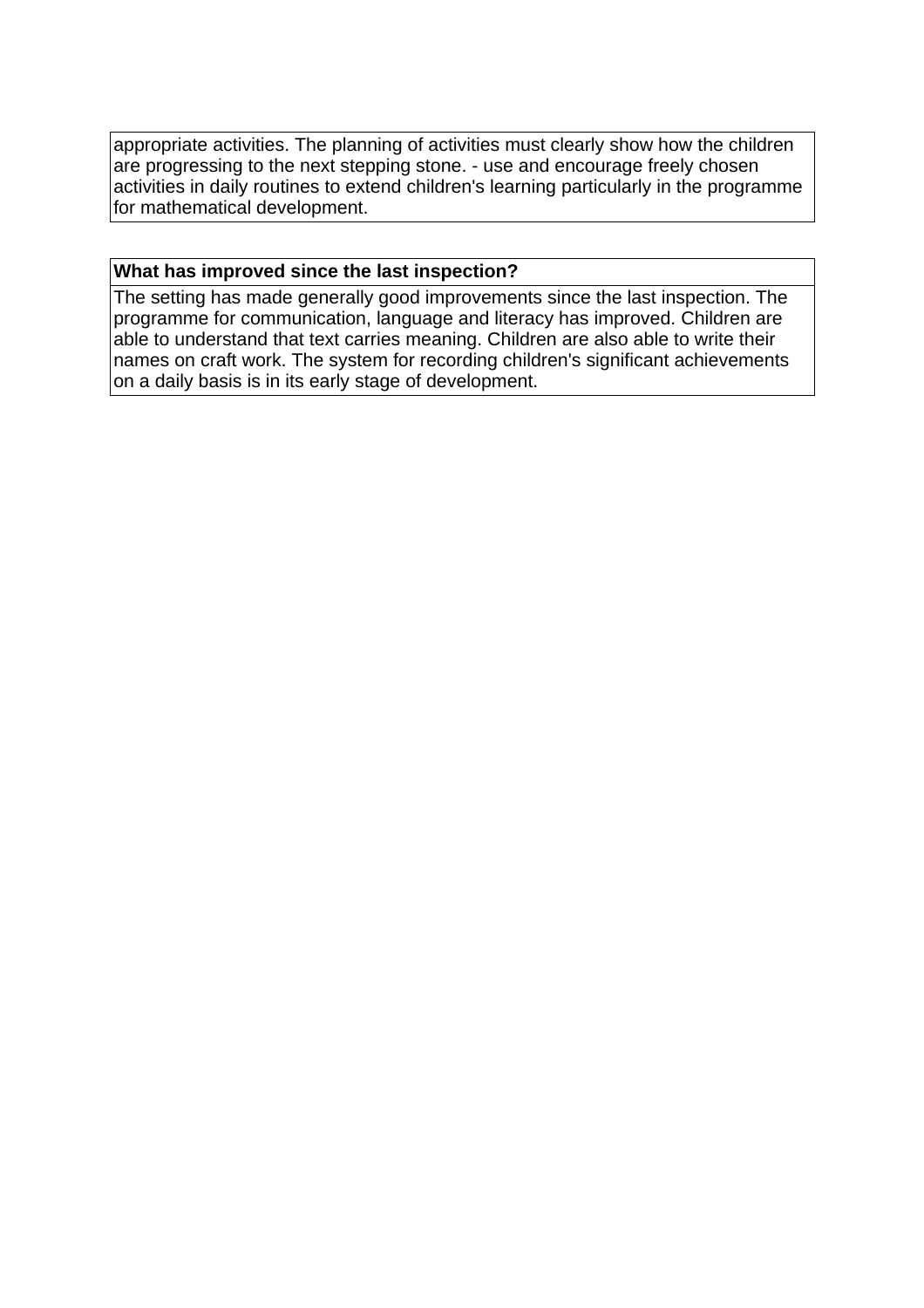appropriate activities. The planning of activities must clearly show how the children are progressing to the next stepping stone. - use and encourage freely chosen activities in daily routines to extend children's learning particularly in the programme for mathematical development.

**What has improved since the last inspection?**

The setting has made generally good improvements since the last inspection. The programme for communication, language and literacy has improved. Children are able to understand that text carries meaning. Children are also able to write their names on craft work. The system for recording children's significant achievements on a daily basis is in its early stage of development.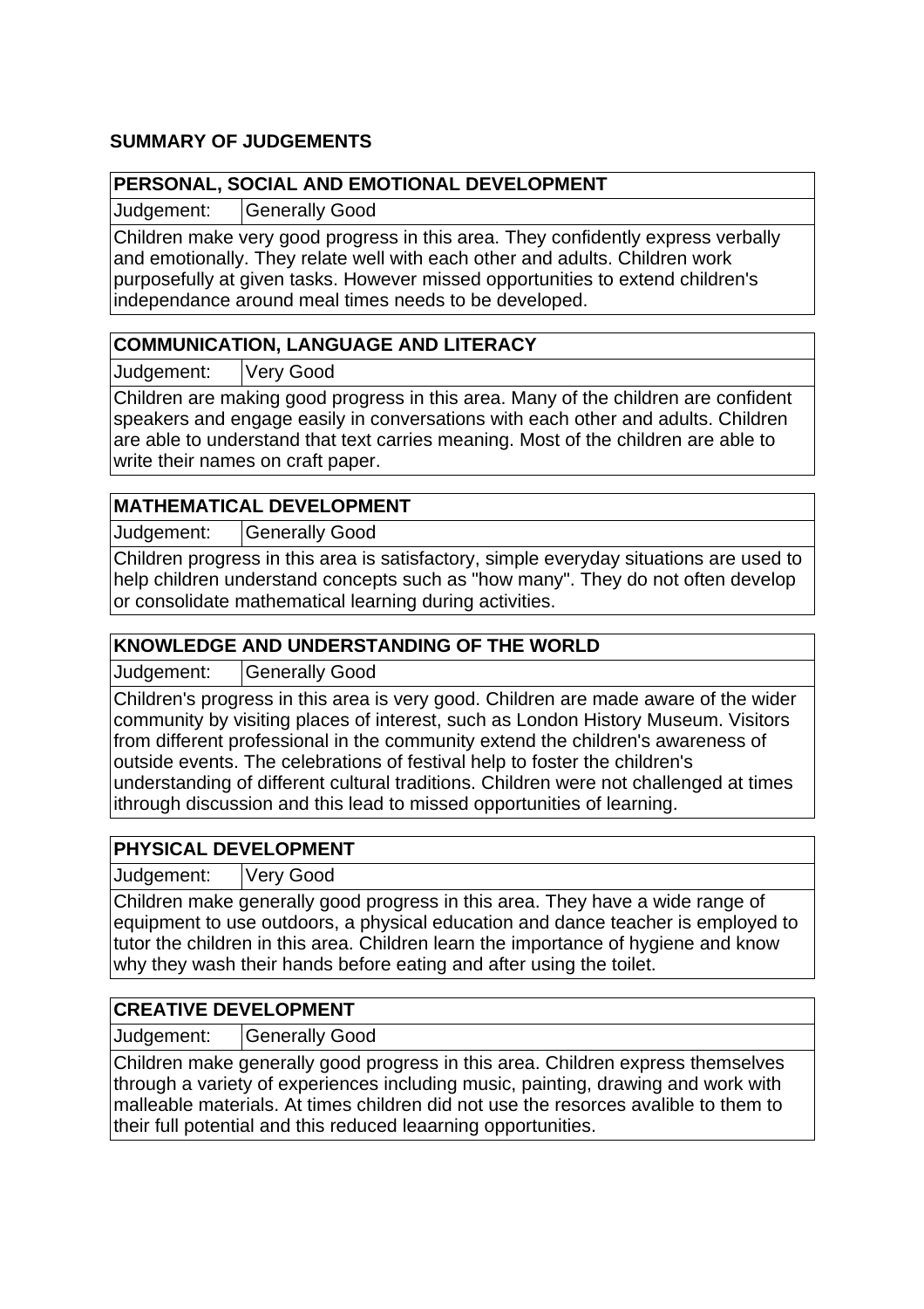**SUMMARY OF JUDGEMENTS**

| PERSONAL, SOCIAL AND EMOTIONAL DEVELOPMENT | |
|---|---|
| Judgement: | Generally Good |
| Children make very good progress in this area. They confidently express verbally and emotionally. They relate well with each other and adults. Children work purposefully at given tasks. However missed opportunities to extend children's independance around meal times needs to be developed. | |

| COMMUNICATION, LANGUAGE AND LITERACY | |
|---|---|
| Judgement: | Very Good |
| Children are making good progress in this area. Many of the children are confident speakers and engage easily in conversations with each other and adults. Children are able to understand that text carries meaning. Most of the children are able to write their names on craft paper. | |

| MATHEMATICAL DEVELOPMENT | |
|---|---|
| Judgement: | Generally Good |
| Children progress in this area is satisfactory, simple everyday situations are used to help children understand concepts such as "how many". They do not often develop or consolidate mathematical learning during activities. | |

| KNOWLEDGE AND UNDERSTANDING OF THE WORLD | |
|---|---|
| Judgement: | Generally Good |
| Children's progress in this area is very good. Children are made aware of the wider community by visiting places of interest, such as London History Museum. Visitors from different professional in the community extend the children's awareness of outside events. The celebrations of festival help to foster the children's understanding of different cultural traditions. Children were not challenged at times ithrough discussion and this lead to missed opportunities of learning. | |

| PHYSICAL DEVELOPMENT | |
|---|---|
| Judgement: | Very Good |
| Children make generally good progress in this area. They have a wide range of equipment to use outdoors, a physical education and dance teacher is employed to tutor the children in this area. Children learn the importance of hygiene and know why they wash their hands before eating and after using the toilet. | |

| CREATIVE DEVELOPMENT | |
|---|---|
| Judgement: | Generally Good |
| Children make generally good progress in this area. Children express themselves through a variety of experiences including music, painting, drawing and work with malleable materials. At times children did not use the resorces avalible to them to their full potential and this reduced leaarning opportunities. | |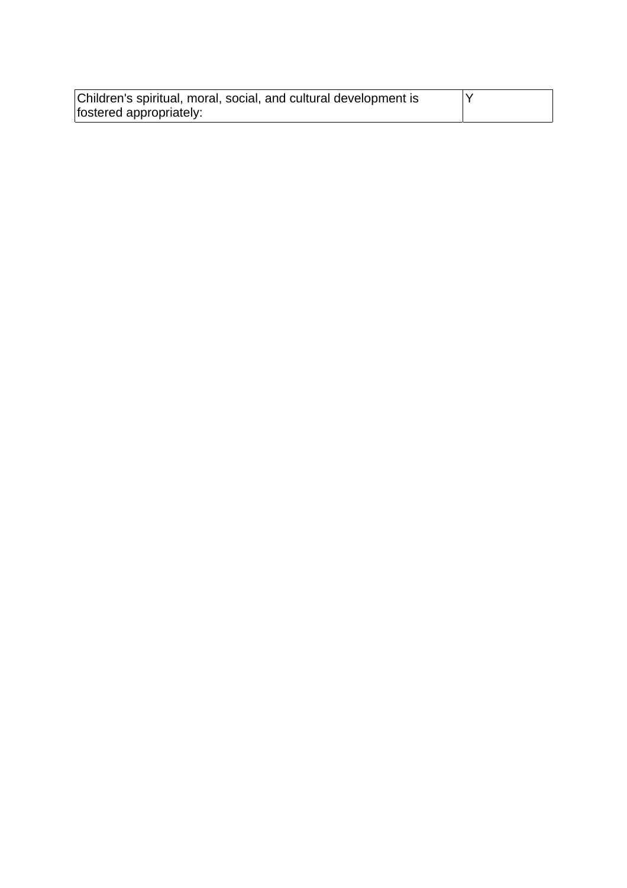| | |
|---|---|
| Children's spiritual, moral, social, and cultural development is fostered appropriately: | Y |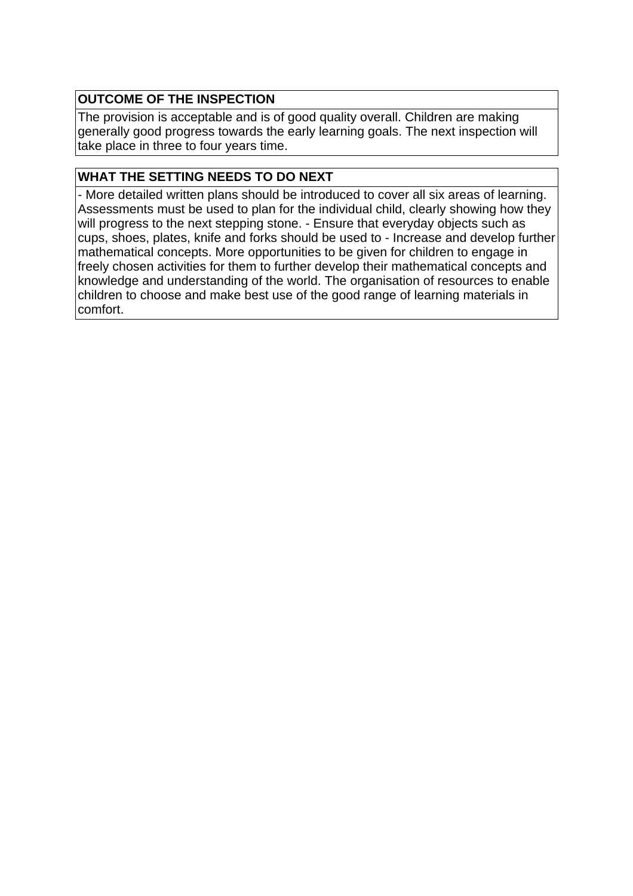**OUTCOME OF THE INSPECTION**

The provision is acceptable and is of good quality overall. Children are making generally good progress towards the early learning goals. The next inspection will take place in three to four years time.

**WHAT THE SETTING NEEDS TO DO NEXT**

- More detailed written plans should be introduced to cover all six areas of learning. Assessments must be used to plan for the individual child, clearly showing how they will progress to the next stepping stone. - Ensure that everyday objects such as cups, shoes, plates, knife and forks should be used to - Increase and develop further mathematical concepts. More opportunities to be given for children to engage in freely chosen activities for them to further develop their mathematical concepts and knowledge and understanding of the world. The organisation of resources to enable children to choose and make best use of the good range of learning materials in comfort.